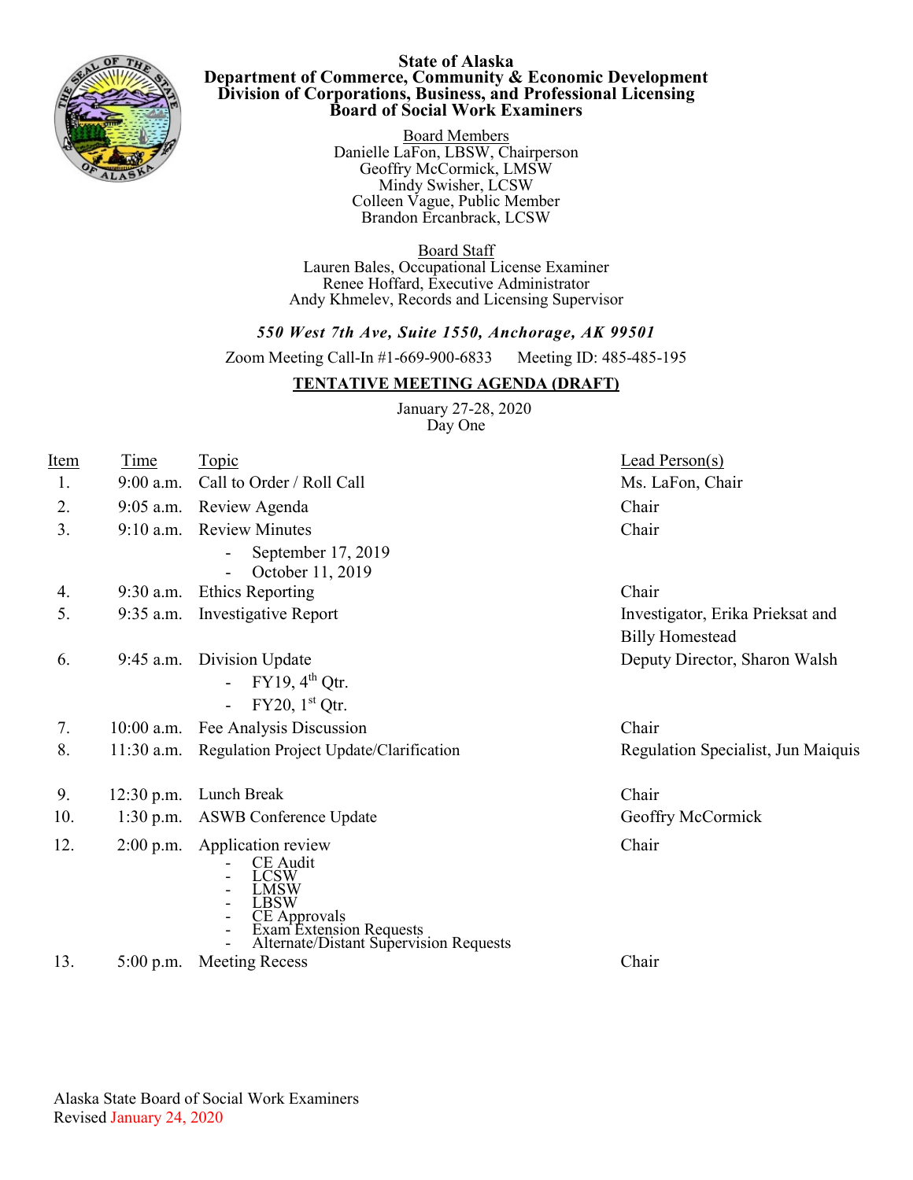**State of Alaska**
**Department of Commerce, Community & Economic Development**
**Division of Corporations, Business, and Professional Licensing**
**Board of Social Work Examiners**

Board Members
Danielle LaFon, LBSW, Chairperson
Geoffry McCormick, LMSW
Mindy Swisher, LCSW
Colleen Vague, Public Member
Brandon Ercanbrack, LCSW

Board Staff
Lauren Bales, Occupational License Examiner
Renee Hoffard, Executive Administrator
Andy Khmelev, Records and Licensing Supervisor

***550 West 7th Ave, Suite 1550, Anchorage, AK 99501***

Zoom Meeting Call-In #1-669-900-6833 Meeting ID: 485-485-195

## TENTATIVE MEETING AGENDA (DRAFT)

January 27-28, 2020
Day One

| Item | Time | Topic | Lead Person(s) |
|---|---|---|---|
| 1. | 9:00 a.m. | Call to Order / Roll Call | Ms. LaFon, Chair |
| 2. | 9:05 a.m. | Review Agenda | Chair |
| 3. | 9:10 a.m. | Review Minutes<br>- September 17, 2019<br>- October 11, 2019 | Chair |
| 4. | 9:30 a.m. | Ethics Reporting | Chair |
| 5. | 9:35 a.m. | Investigative Report | Investigator, Erika Prieksat and Billy Homestead |
| 6. | 9:45 a.m. | Division Update<br>- FY19, 4th Qtr.<br>- FY20, 1st Qtr. | Deputy Director, Sharon Walsh |
| 7. | 10:00 a.m. | Fee Analysis Discussion | Chair |
| 8. | 11:30 a.m. | Regulation Project Update/Clarification | Regulation Specialist, Jun Maiquis |
| 9. | 12:30 p.m. | Lunch Break | Chair |
| 10. | 1:30 p.m. | ASWB Conference Update | Geoffry McCormick |
| 12. | 2:00 p.m. | Application review<br>- CE Audit<br>- LCSW<br>- LMSW<br>- LBSW<br>- CE Approvals<br>- Exam Extension Requests<br>- Alternate/Distant Supervision Requests | Chair |
| 13. | 5:00 p.m. | Meeting Recess | Chair |

Alaska State Board of Social Work Examiners
Revised January 24, 2020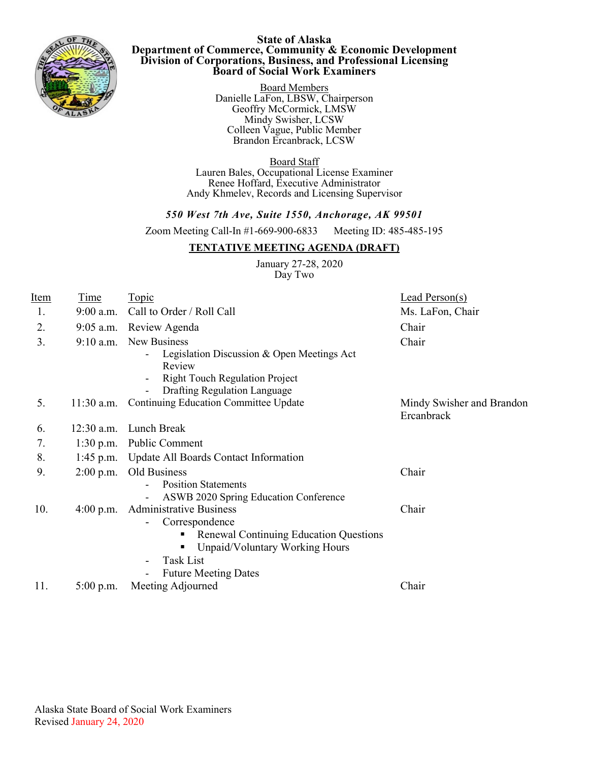**State of Alaska**
**Department of Commerce, Community & Economic Development**
**Division of Corporations, Business, and Professional Licensing**
**Board of Social Work Examiners**

Board Members
Danielle LaFon, LBSW, Chairperson
Geoffry McCormick, LMSW
Mindy Swisher, LCSW
Colleen Vague, Public Member
Brandon Ercanbrack, LCSW

Board Staff
Lauren Bales, Occupational License Examiner
Renee Hoffard, Executive Administrator
Andy Khmelev, Records and Licensing Supervisor

***550 West 7th Ave, Suite 1550, Anchorage, AK 99501***

Zoom Meeting Call-In #1-669-900-6833 Meeting ID: 485-485-195

## TENTATIVE MEETING AGENDA (DRAFT)

January 27-28, 2020
Day Two

| Item | Time | Topic | Lead Person(s) |
|---|---|---|---|
| 1. | 9:00 a.m. | Call to Order / Roll Call | Ms. LaFon, Chair |
| 2. | 9:05 a.m. | Review Agenda | Chair |
| 3. | 9:10 a.m. | New Business<br>- Legislation Discussion & Open Meetings Act Review<br>- Right Touch Regulation Project<br>- Drafting Regulation Language | Chair |
| 5. | 11:30 a.m. | Continuing Education Committee Update | Mindy Swisher and Brandon Ercanbrack |
| 6. | 12:30 a.m. | Lunch Break | |
| 7. | 1:30 p.m. | Public Comment | |
| 8. | 1:45 p.m. | Update All Boards Contact Information | |
| 9. | 2:00 p.m. | Old Business<br>- Position Statements<br>- ASWB 2020 Spring Education Conference | Chair |
| 10. | 4:00 p.m. | Administrative Business<br>- Correspondence<br>▪ Renewal Continuing Education Questions<br>▪ Unpaid/Voluntary Working Hours<br>- Task List<br>- Future Meeting Dates | Chair |
| 11. | 5:00 p.m. | Meeting Adjourned | Chair |

Alaska State Board of Social Work Examiners
Revised January 24, 2020